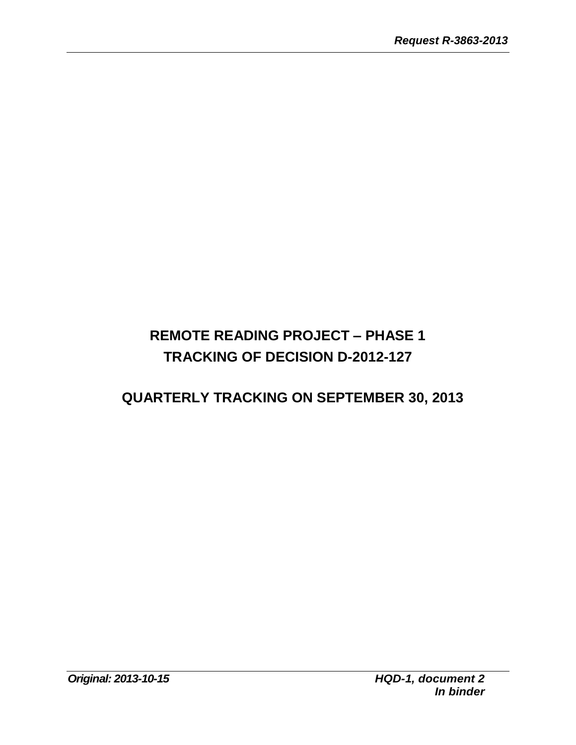# REMOTE READING PROJECT – PHASE 1
# TRACKING OF DECISION D-2012-127

## QUARTERLY TRACKING ON SEPTEMBER 30, 2013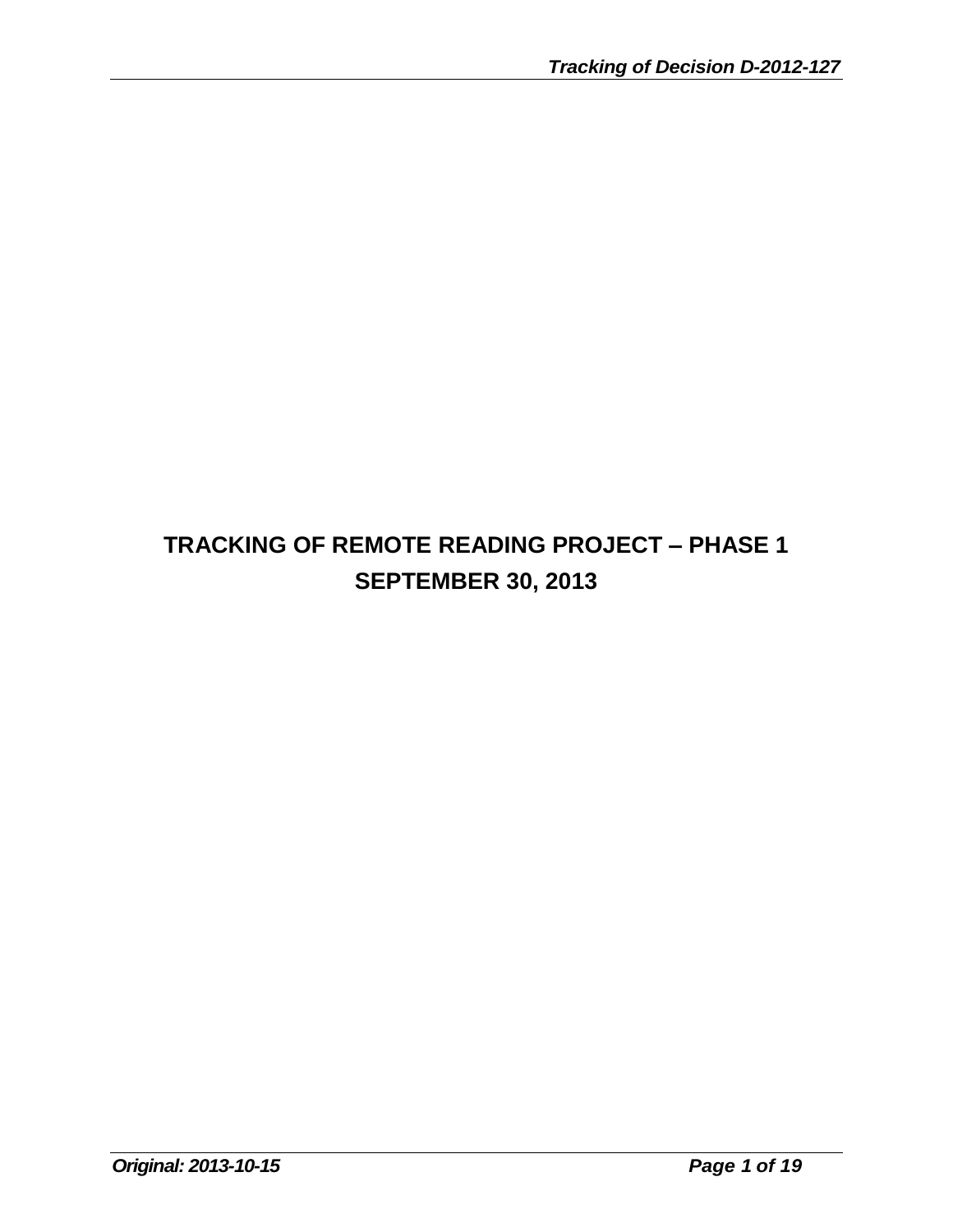# TRACKING OF REMOTE READING PROJECT – PHASE 1
# SEPTEMBER 30, 2013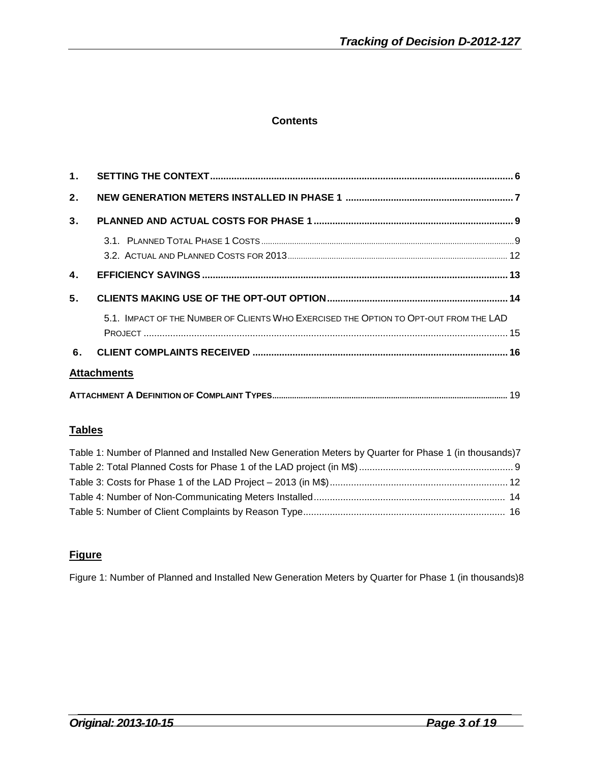**Contents**

1. SETTING THE CONTEXT ..... 6
2. NEW GENERATION METERS INSTALLED IN PHASE 1 ..... 7
3. PLANNED AND ACTUAL COSTS FOR PHASE 1 ..... 9
   - 3.1. PLANNED TOTAL PHASE 1 COSTS ..... 9
   - 3.2. ACTUAL AND PLANNED COSTS FOR 2013 ..... 12
4. EFFICIENCY SAVINGS ..... 13
5. CLIENTS MAKING USE OF THE OPT-OUT OPTION ..... 14
   - 5.1. IMPACT OF THE NUMBER OF CLIENTS WHO EXERCISED THE OPTION TO OPT-OUT FROM THE LAD PROJECT ..... 15
6. CLIENT COMPLAINTS RECEIVED ..... 16

**Attachments**

ATTACHMENT A DEFINITION OF COMPLAINT TYPES ..... 19

**Tables**

Table 1: Number of Planned and Installed New Generation Meters by Quarter for Phase 1 (in thousands) ..... 7
Table 2: Total Planned Costs for Phase 1 of the LAD project (in M$) ..... 9
Table 3: Costs for Phase 1 of the LAD Project – 2013 (in M$) ..... 12
Table 4: Number of Non-Communicating Meters Installed ..... 14
Table 5: Number of Client Complaints by Reason Type ..... 16

**Figure**

Figure 1: Number of Planned and Installed New Generation Meters by Quarter for Phase 1 (in thousands) ..... 8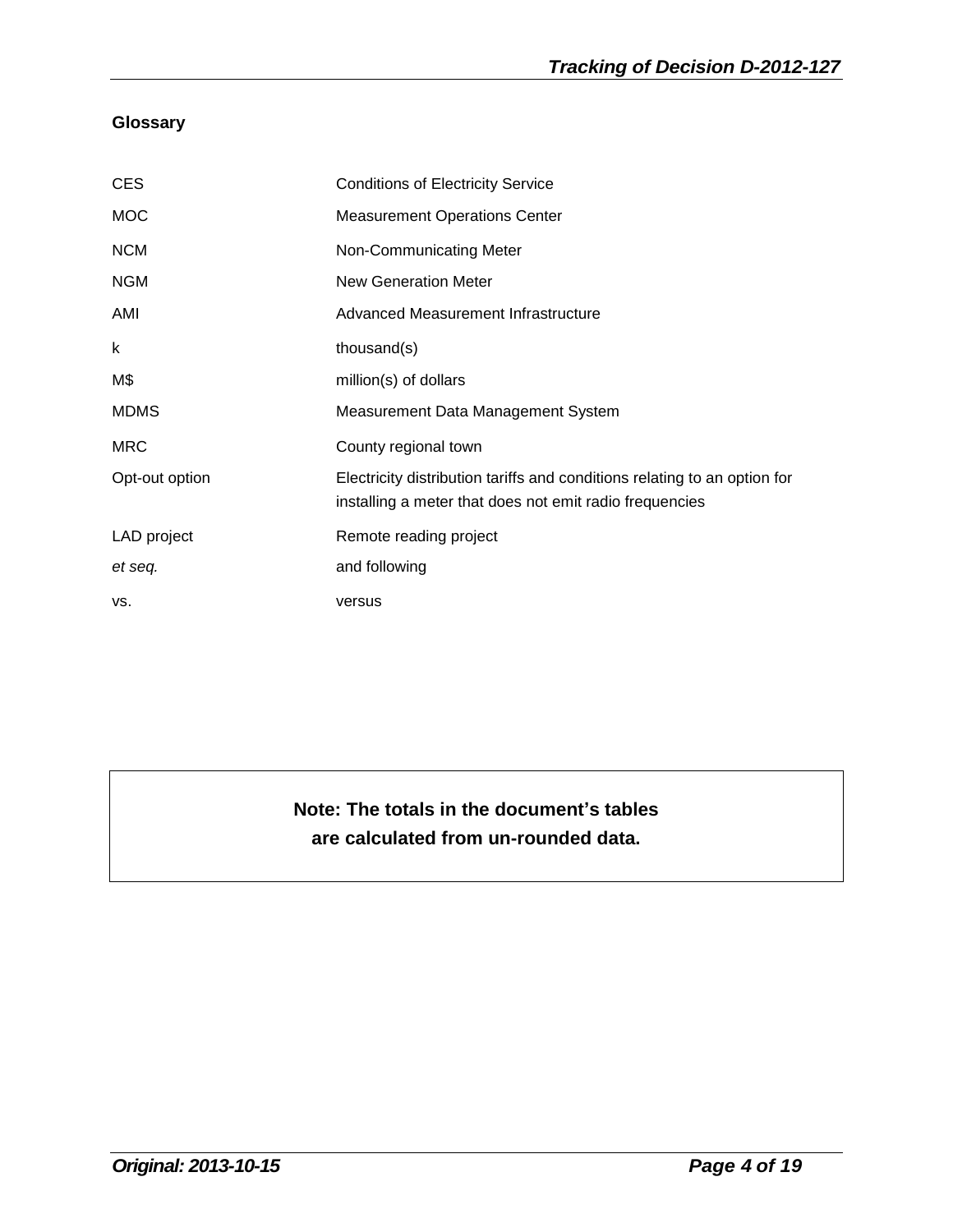## Glossary

| | |
|---|---|
| CES | Conditions of Electricity Service |
| MOC | Measurement Operations Center |
| NCM | Non-Communicating Meter |
| NGM | New Generation Meter |
| AMI | Advanced Measurement Infrastructure |
| k | thousand(s) |
| M$ | million(s) of dollars |
| MDMS | Measurement Data Management System |
| MRC | County regional town |
| Opt-out option | Electricity distribution tariffs and conditions relating to an option for installing a meter that does not emit radio frequencies |
| LAD project | Remote reading project |
| *et seq.* | and following |
| vs. | versus |

**Note: The totals in the document's tables are calculated from un-rounded data.**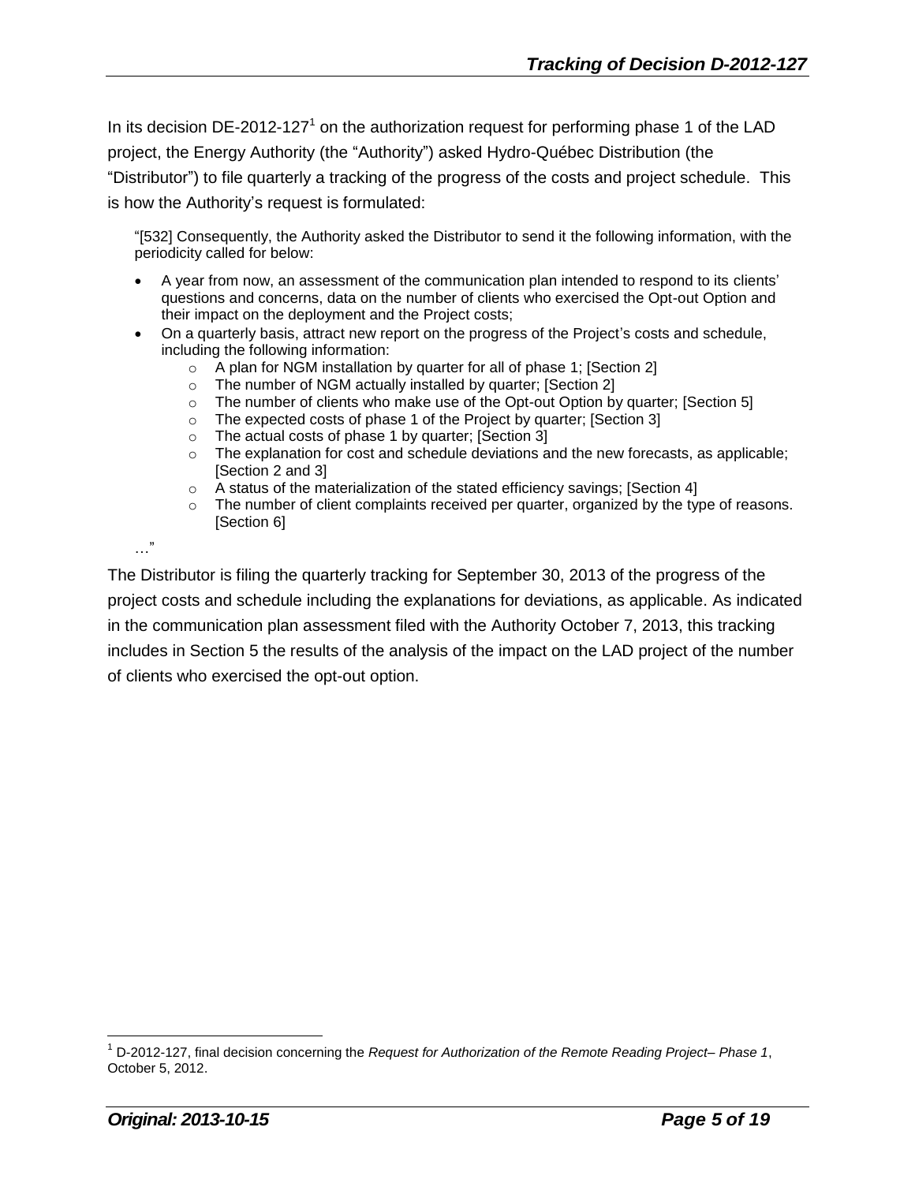In its decision DE-2012-127[1] on the authorization request for performing phase 1 of the LAD project, the Energy Authority (the "Authority") asked Hydro-Québec Distribution (the "Distributor") to file quarterly a tracking of the progress of the costs and project schedule. This is how the Authority's request is formulated:

> "[532] Consequently, the Authority asked the Distributor to send it the following information, with the periodicity called for below:
>
> - A year from now, an assessment of the communication plan intended to respond to its clients' questions and concerns, data on the number of clients who exercised the Opt-out Option and their impact on the deployment and the Project costs;
> - On a quarterly basis, attract new report on the progress of the Project's costs and schedule, including the following information:
>   - A plan for NGM installation by quarter for all of phase 1; [Section 2]
>   - The number of NGM actually installed by quarter; [Section 2]
>   - The number of clients who make use of the Opt-out Option by quarter; [Section 5]
>   - The expected costs of phase 1 of the Project by quarter; [Section 3]
>   - The actual costs of phase 1 by quarter; [Section 3]
>   - The explanation for cost and schedule deviations and the new forecasts, as applicable; [Section 2 and 3]
>   - A status of the materialization of the stated efficiency savings; [Section 4]
>   - The number of client complaints received per quarter, organized by the type of reasons. [Section 6]
>
> …"

The Distributor is filing the quarterly tracking for September 30, 2013 of the progress of the project costs and schedule including the explanations for deviations, as applicable. As indicated in the communication plan assessment filed with the Authority October 7, 2013, this tracking includes in Section 5 the results of the analysis of the impact on the LAD project of the number of clients who exercised the opt-out option.

[1] D-2012-127, final decision concerning the *Request for Authorization of the Remote Reading Project– Phase 1*, October 5, 2012.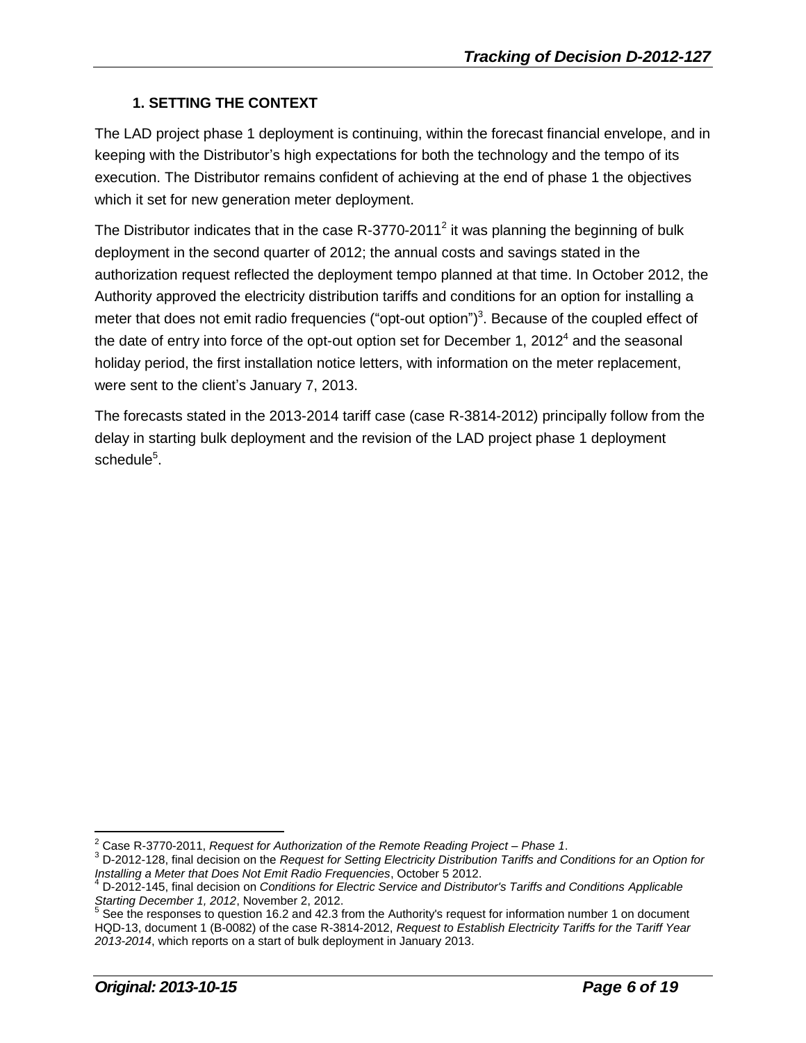## 1. SETTING THE CONTEXT

The LAD project phase 1 deployment is continuing, within the forecast financial envelope, and in keeping with the Distributor's high expectations for both the technology and the tempo of its execution. The Distributor remains confident of achieving at the end of phase 1 the objectives which it set for new generation meter deployment.

The Distributor indicates that in the case R-3770-2011[2] it was planning the beginning of bulk deployment in the second quarter of 2012; the annual costs and savings stated in the authorization request reflected the deployment tempo planned at that time. In October 2012, the Authority approved the electricity distribution tariffs and conditions for an option for installing a meter that does not emit radio frequencies ("opt-out option")[3]. Because of the coupled effect of the date of entry into force of the opt-out option set for December 1, 2012[4] and the seasonal holiday period, the first installation notice letters, with information on the meter replacement, were sent to the client's January 7, 2013.

The forecasts stated in the 2013-2014 tariff case (case R-3814-2012) principally follow from the delay in starting bulk deployment and the revision of the LAD project phase 1 deployment schedule[5].

---

[2] Case R-3770-2011, *Request for Authorization of the Remote Reading Project – Phase 1*.

[3] D-2012-128, final decision on the *Request for Setting Electricity Distribution Tariffs and Conditions for an Option for Installing a Meter that Does Not Emit Radio Frequencies*, October 5 2012.

[4] D-2012-145, final decision on *Conditions for Electric Service and Distributor's Tariffs and Conditions Applicable Starting December 1, 2012*, November 2, 2012.

[5] See the responses to question 16.2 and 42.3 from the Authority's request for information number 1 on document HQD-13, document 1 (B-0082) of the case R-3814-2012, *Request to Establish Electricity Tariffs for the Tariff Year 2013-2014*, which reports on a start of bulk deployment in January 2013.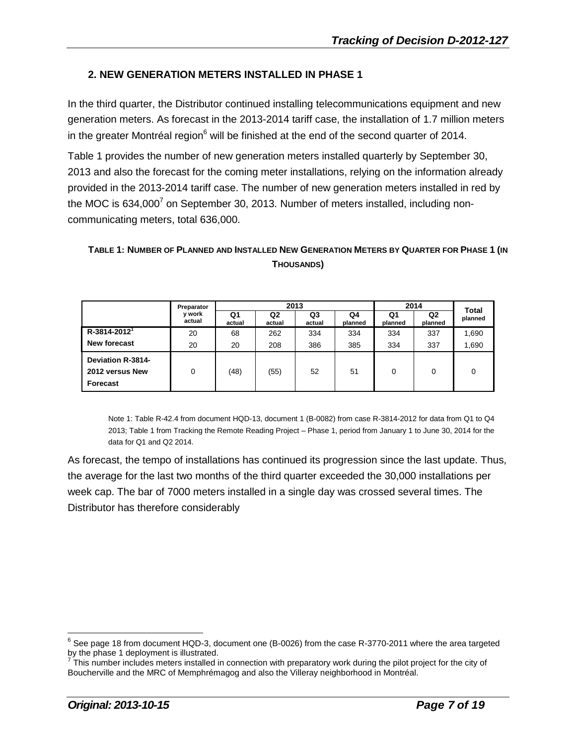## 2. NEW GENERATION METERS INSTALLED IN PHASE 1

In the third quarter, the Distributor continued installing telecommunications equipment and new generation meters. As forecast in the 2013-2014 tariff case, the installation of 1.7 million meters in the greater Montréal region[6] will be finished at the end of the second quarter of 2014.

Table 1 provides the number of new generation meters installed quarterly by September 30, 2013 and also the forecast for the coming meter installations, relying on the information already provided in the 2013-2014 tariff case. The number of new generation meters installed in red by the MOC is 634,000[7] on September 30, 2013. Number of meters installed, including non-communicating meters, total 636,000.

**TABLE 1: NUMBER OF PLANNED AND INSTALLED NEW GENERATION METERS BY QUARTER FOR PHASE 1 (IN THOUSANDS)**

| | Preparatory work actual | 2013 | | | | 2014 | | Total planned |
|---|---|---|---|---|---|---|---|---|
| | | Q1 actual | Q2 actual | Q3 actual | Q4 planned | Q1 planned | Q2 planned | |
| R-3814-2012[1] | 20 | 68 | 262 | 334 | 334 | 334 | 337 | 1,690 |
| New forecast | 20 | 20 | 208 | 386 | 385 | 334 | 337 | 1,690 |
| Deviation R-3814-2012 versus New Forecast | 0 | (48) | (55) | 52 | 51 | 0 | 0 | 0 |

Note 1: Table R-42.4 from document HQD-13, document 1 (B-0082) from case R-3814-2012 for data from Q1 to Q4 2013; Table 1 from Tracking the Remote Reading Project – Phase 1, period from January 1 to June 30, 2014 for the data for Q1 and Q2 2014.

As forecast, the tempo of installations has continued its progression since the last update. Thus, the average for the last two months of the third quarter exceeded the 30,000 installations per week cap. The bar of 7000 meters installed in a single day was crossed several times. The Distributor has therefore considerably

[6] See page 18 from document HQD-3, document one (B-0026) from the case R-3770-2011 where the area targeted by the phase 1 deployment is illustrated.

[7] This number includes meters installed in connection with preparatory work during the pilot project for the city of Boucherville and the MRC of Memphrémagog and also the Villeray neighborhood in Montréal.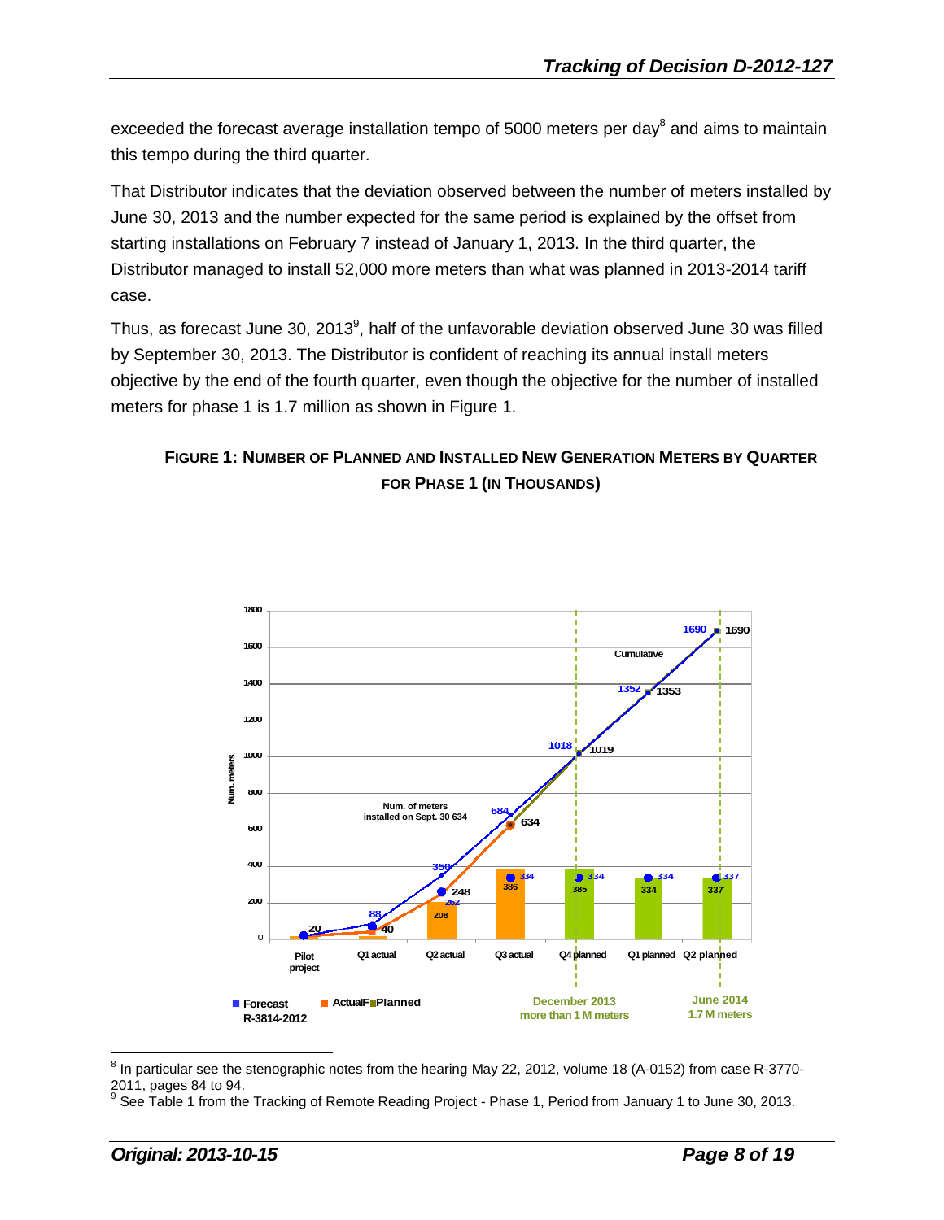exceeded the forecast average installation tempo of 5000 meters per day[8] and aims to maintain this tempo during the third quarter.

That Distributor indicates that the deviation observed between the number of meters installed by June 30, 2013 and the number expected for the same period is explained by the offset from starting installations on February 7 instead of January 1, 2013. In the third quarter, the Distributor managed to install 52,000 more meters than what was planned in 2013-2014 tariff case.

Thus, as forecast June 30, 2013[9], half of the unfavorable deviation observed June 30 was filled by September 30, 2013. The Distributor is confident of reaching its annual install meters objective by the end of the fourth quarter, even though the objective for the number of installed meters for phase 1 is 1.7 million as shown in Figure 1.

**FIGURE 1: NUMBER OF PLANNED AND INSTALLED NEW GENERATION METERS BY QUARTER FOR PHASE 1 (IN THOUSANDS)**

---

[8] In particular see the stenographic notes from the hearing May 22, 2012, volume 18 (A-0152) from case R-3770-2011, pages 84 to 94.

[9] See Table 1 from the Tracking of Remote Reading Project - Phase 1, Period from January 1 to June 30, 2013.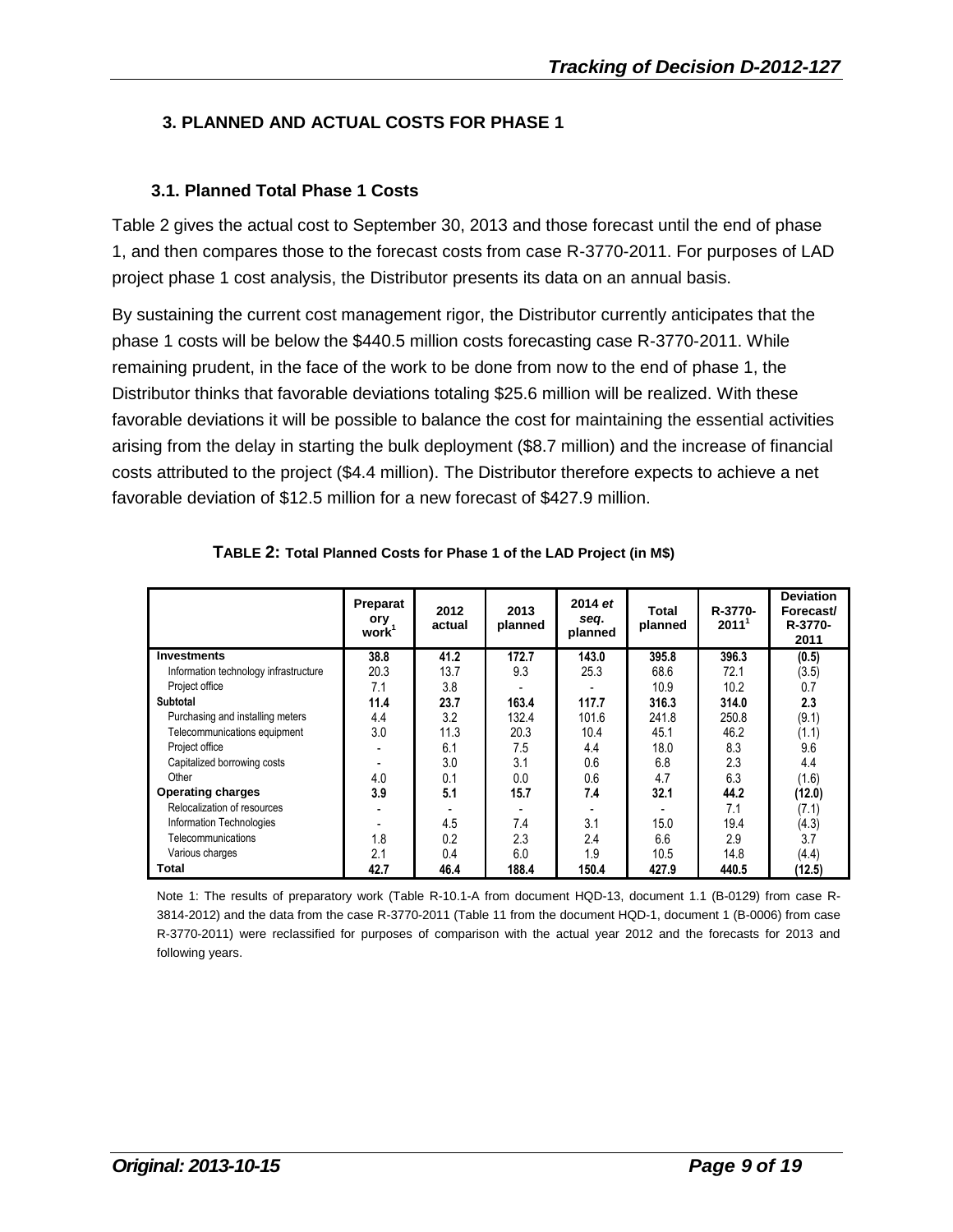## 3. PLANNED AND ACTUAL COSTS FOR PHASE 1

### 3.1. Planned Total Phase 1 Costs

Table 2 gives the actual cost to September 30, 2013 and those forecast until the end of phase 1, and then compares those to the forecast costs from case R-3770-2011. For purposes of LAD project phase 1 cost analysis, the Distributor presents its data on an annual basis.

By sustaining the current cost management rigor, the Distributor currently anticipates that the phase 1 costs will be below the \$440.5 million costs forecasting case R-3770-2011. While remaining prudent, in the face of the work to be done from now to the end of phase 1, the Distributor thinks that favorable deviations totaling \$25.6 million will be realized. With these favorable deviations it will be possible to balance the cost for maintaining the essential activities arising from the delay in starting the bulk deployment (\$8.7 million) and the increase of financial costs attributed to the project (\$4.4 million). The Distributor therefore expects to achieve a net favorable deviation of \$12.5 million for a new forecast of \$427.9 million.

**TABLE 2: Total Planned Costs for Phase 1 of the LAD Project (in M\$)**

| | Preparatory work[1] | 2012 actual | 2013 planned | 2014 *et seq.* planned | Total planned | R-3770-2011[1] | Deviation Forecast/ R-3770-2011 |
|---|---|---|---|---|---|---|---|
| **Investments** | **38.8** | **41.2** | **172.7** | **143.0** | **395.8** | **396.3** | **(0.5)** |
| Information technology infrastructure | 20.3 | 13.7 | 9.3 | 25.3 | 68.6 | 72.1 | (3.5) |
| Project office | 7.1 | 3.8 | - | - | 10.9 | 10.2 | 0.7 |
| **Subtotal** | **11.4** | **23.7** | **163.4** | **117.7** | **316.3** | **314.0** | **2.3** |
| Purchasing and installing meters | 4.4 | 3.2 | 132.4 | 101.6 | 241.8 | 250.8 | (9.1) |
| Telecommunications equipment | 3.0 | 11.3 | 20.3 | 10.4 | 45.1 | 46.2 | (1.1) |
| Project office | - | 6.1 | 7.5 | 4.4 | 18.0 | 8.3 | 9.6 |
| Capitalized borrowing costs | - | 3.0 | 3.1 | 0.6 | 6.8 | 2.3 | 4.4 |
| Other | 4.0 | 0.1 | 0.0 | 0.6 | 4.7 | 6.3 | (1.6) |
| **Operating charges** | **3.9** | **5.1** | **15.7** | **7.4** | **32.1** | **44.2** | **(12.0)** |
| Relocalization of resources | - | - | - | - | - | 7.1 | (7.1) |
| Information Technologies | - | 4.5 | 7.4 | 3.1 | 15.0 | 19.4 | (4.3) |
| Telecommunications | 1.8 | 0.2 | 2.3 | 2.4 | 6.6 | 2.9 | 3.7 |
| Various charges | 2.1 | 0.4 | 6.0 | 1.9 | 10.5 | 14.8 | (4.4) |
| **Total** | **42.7** | **46.4** | **188.4** | **150.4** | **427.9** | **440.5** | **(12.5)** |

Note 1: The results of preparatory work (Table R-10.1-A from document HQD-13, document 1.1 (B-0129) from case R-3814-2012) and the data from the case R-3770-2011 (Table 11 from the document HQD-1, document 1 (B-0006) from case R-3770-2011) were reclassified for purposes of comparison with the actual year 2012 and the forecasts for 2013 and following years.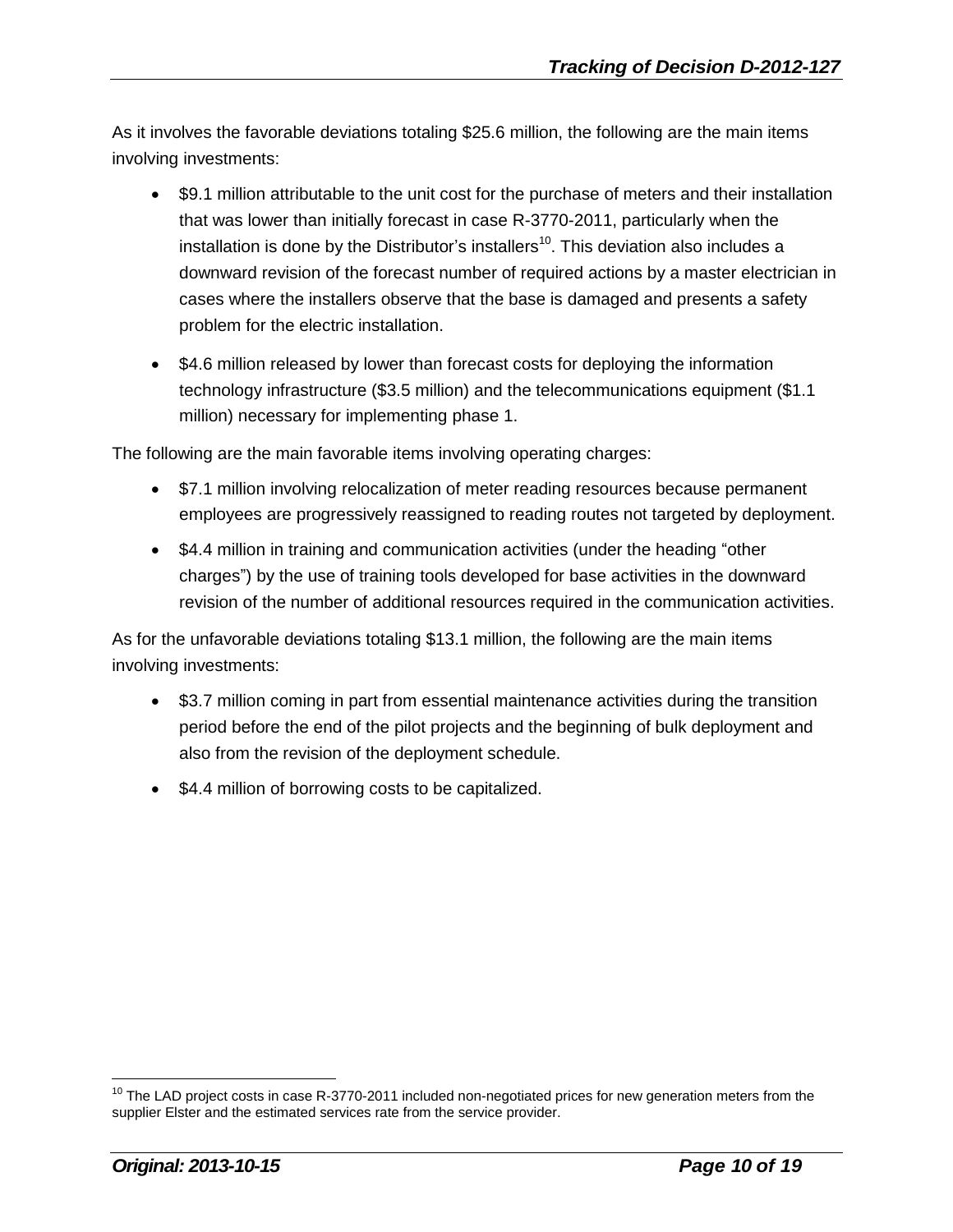As it involves the favorable deviations totaling $25.6 million, the following are the main items involving investments:

- $9.1 million attributable to the unit cost for the purchase of meters and their installation that was lower than initially forecast in case R-3770-2011, particularly when the installation is done by the Distributor's installers[10]. This deviation also includes a downward revision of the forecast number of required actions by a master electrician in cases where the installers observe that the base is damaged and presents a safety problem for the electric installation.
- $4.6 million released by lower than forecast costs for deploying the information technology infrastructure ($3.5 million) and the telecommunications equipment ($1.1 million) necessary for implementing phase 1.

The following are the main favorable items involving operating charges:

- $7.1 million involving relocalization of meter reading resources because permanent employees are progressively reassigned to reading routes not targeted by deployment.
- $4.4 million in training and communication activities (under the heading "other charges") by the use of training tools developed for base activities in the downward revision of the number of additional resources required in the communication activities.

As for the unfavorable deviations totaling $13.1 million, the following are the main items involving investments:

- $3.7 million coming in part from essential maintenance activities during the transition period before the end of the pilot projects and the beginning of bulk deployment and also from the revision of the deployment schedule.
- $4.4 million of borrowing costs to be capitalized.

[10] The LAD project costs in case R-3770-2011 included non-negotiated prices for new generation meters from the supplier Elster and the estimated services rate from the service provider.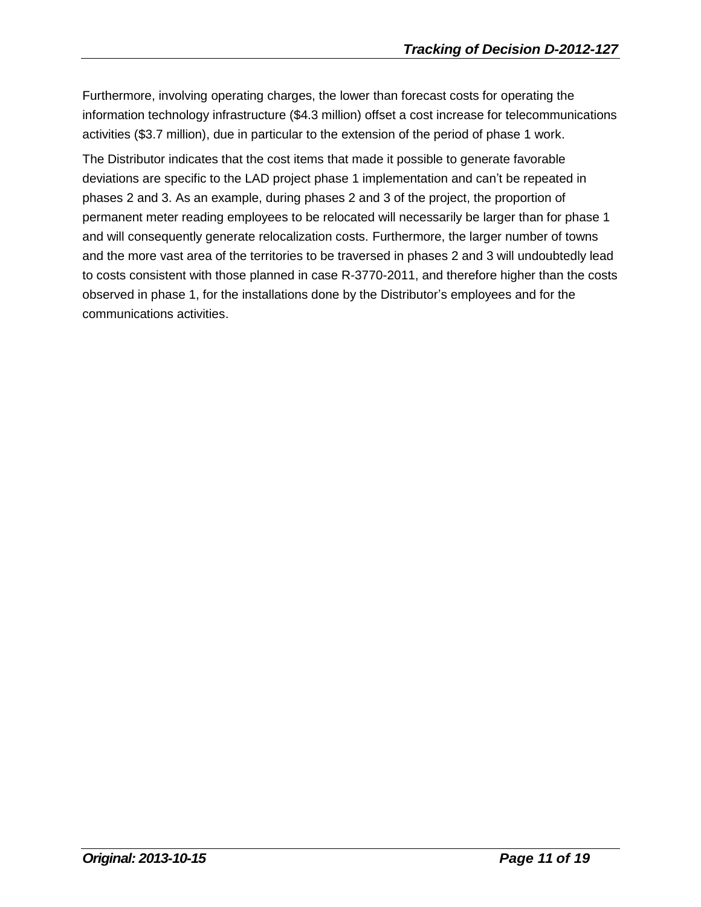Furthermore, involving operating charges, the lower than forecast costs for operating the information technology infrastructure ($4.3 million) offset a cost increase for telecommunications activities ($3.7 million), due in particular to the extension of the period of phase 1 work.

The Distributor indicates that the cost items that made it possible to generate favorable deviations are specific to the LAD project phase 1 implementation and can't be repeated in phases 2 and 3. As an example, during phases 2 and 3 of the project, the proportion of permanent meter reading employees to be relocated will necessarily be larger than for phase 1 and will consequently generate relocalization costs. Furthermore, the larger number of towns and the more vast area of the territories to be traversed in phases 2 and 3 will undoubtedly lead to costs consistent with those planned in case R-3770-2011, and therefore higher than the costs observed in phase 1, for the installations done by the Distributor's employees and for the communications activities.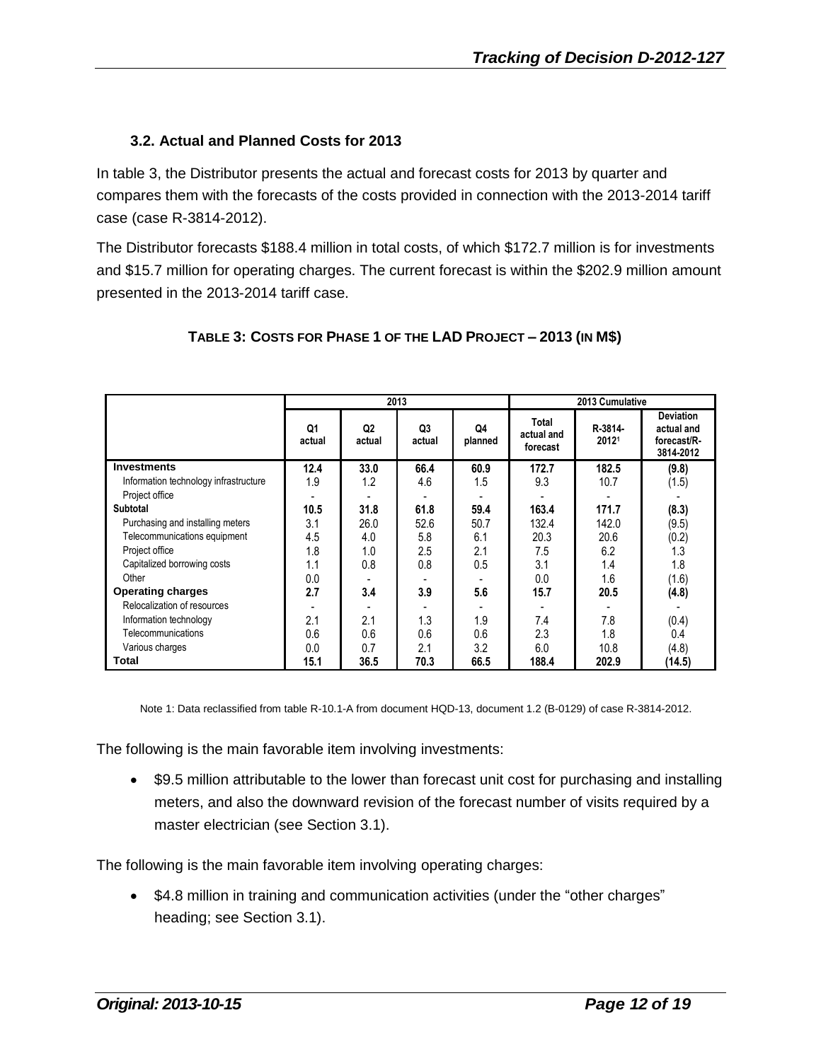### 3.2. Actual and Planned Costs for 2013

In table 3, the Distributor presents the actual and forecast costs for 2013 by quarter and compares them with the forecasts of the costs provided in connection with the 2013-2014 tariff case (case R-3814-2012).

The Distributor forecasts \$188.4 million in total costs, of which \$172.7 million is for investments and \$15.7 million for operating charges. The current forecast is within the \$202.9 million amount presented in the 2013-2014 tariff case.

**TABLE 3: COSTS FOR PHASE 1 OF THE LAD PROJECT – 2013 (IN M\$)**

| | 2013 | | | | 2013 Cumulative | | |
|---|---|---|---|---|---|---|---|
| | Q1 actual | Q2 actual | Q3 actual | Q4 planned | Total actual and forecast | R-3814-2012[1] | Deviation actual and forecast/R-3814-2012 |
| **Investments** | **12.4** | **33.0** | **66.4** | **60.9** | **172.7** | **182.5** | **(9.8)** |
| Information technology infrastructure | 1.9 | 1.2 | 4.6 | 1.5 | 9.3 | 10.7 | (1.5) |
| Project office | - | - | - | - | - | - | - |
| **Subtotal** | **10.5** | **31.8** | **61.8** | **59.4** | **163.4** | **171.7** | **(8.3)** |
| Purchasing and installing meters | 3.1 | 26.0 | 52.6 | 50.7 | 132.4 | 142.0 | (9.5) |
| Telecommunications equipment | 4.5 | 4.0 | 5.8 | 6.1 | 20.3 | 20.6 | (0.2) |
| Project office | 1.8 | 1.0 | 2.5 | 2.1 | 7.5 | 6.2 | 1.3 |
| Capitalized borrowing costs | 1.1 | 0.8 | 0.8 | 0.5 | 3.1 | 1.4 | 1.8 |
| Other | 0.0 | - | - | - | 0.0 | 1.6 | (1.6) |
| **Operating charges** | **2.7** | **3.4** | **3.9** | **5.6** | **15.7** | **20.5** | **(4.8)** |
| Relocalization of resources | - | - | - | - | - | - | - |
| Information technology | 2.1 | 2.1 | 1.3 | 1.9 | 7.4 | 7.8 | (0.4) |
| Telecommunications | 0.6 | 0.6 | 0.6 | 0.6 | 2.3 | 1.8 | 0.4 |
| Various charges | 0.0 | 0.7 | 2.1 | 3.2 | 6.0 | 10.8 | (4.8) |
| **Total** | **15.1** | **36.5** | **70.3** | **66.5** | **188.4** | **202.9** | **(14.5)** |

Note 1: Data reclassified from table R-10.1-A from document HQD-13, document 1.2 (B-0129) of case R-3814-2012.

The following is the main favorable item involving investments:

- \$9.5 million attributable to the lower than forecast unit cost for purchasing and installing meters, and also the downward revision of the forecast number of visits required by a master electrician (see Section 3.1).

The following is the main favorable item involving operating charges:

- \$4.8 million in training and communication activities (under the "other charges" heading; see Section 3.1).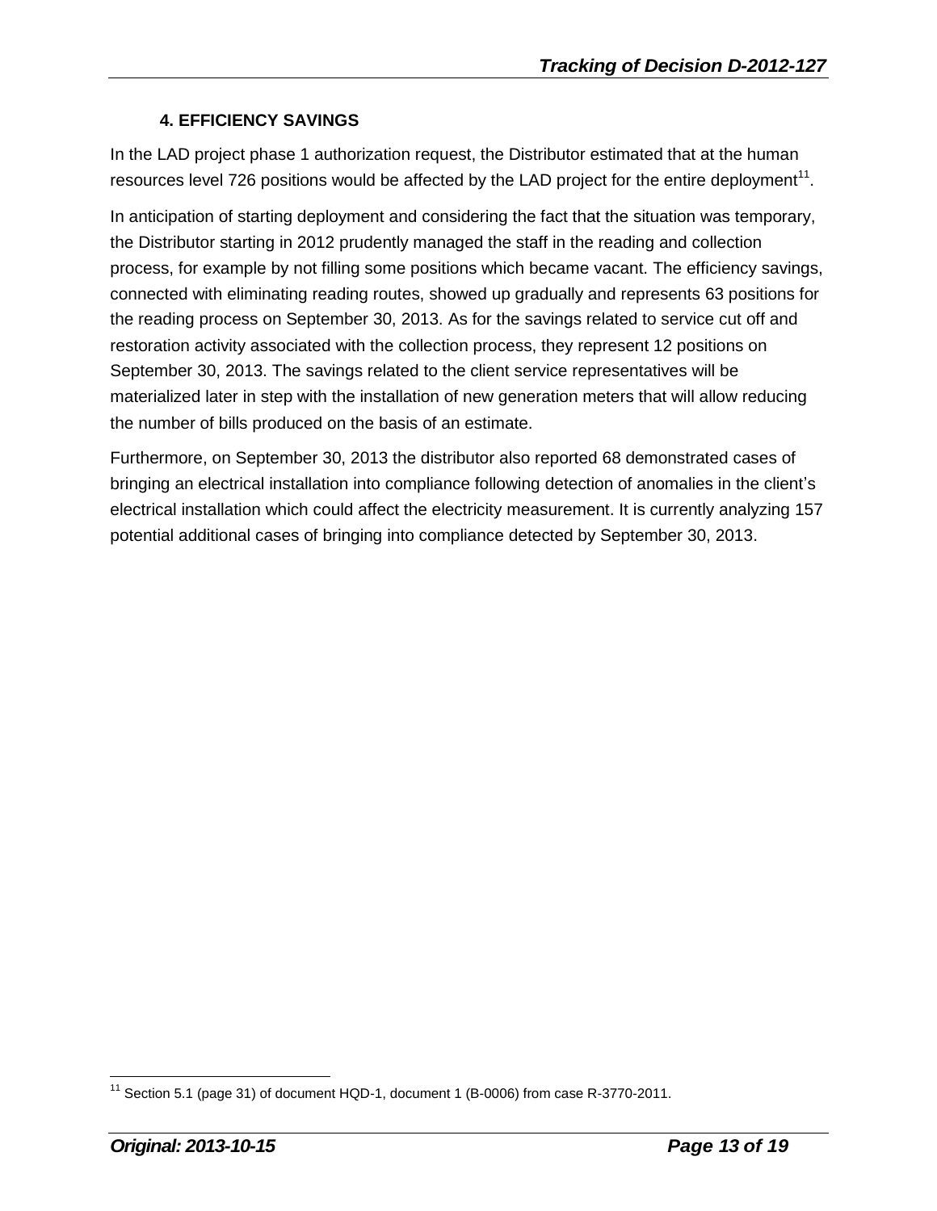## 4. EFFICIENCY SAVINGS

In the LAD project phase 1 authorization request, the Distributor estimated that at the human resources level 726 positions would be affected by the LAD project for the entire deployment[11].

In anticipation of starting deployment and considering the fact that the situation was temporary, the Distributor starting in 2012 prudently managed the staff in the reading and collection process, for example by not filling some positions which became vacant. The efficiency savings, connected with eliminating reading routes, showed up gradually and represents 63 positions for the reading process on September 30, 2013. As for the savings related to service cut off and restoration activity associated with the collection process, they represent 12 positions on September 30, 2013. The savings related to the client service representatives will be materialized later in step with the installation of new generation meters that will allow reducing the number of bills produced on the basis of an estimate.

Furthermore, on September 30, 2013 the distributor also reported 68 demonstrated cases of bringing an electrical installation into compliance following detection of anomalies in the client's electrical installation which could affect the electricity measurement. It is currently analyzing 157 potential additional cases of bringing into compliance detected by September 30, 2013.

[11] Section 5.1 (page 31) of document HQD-1, document 1 (B-0006) from case R-3770-2011.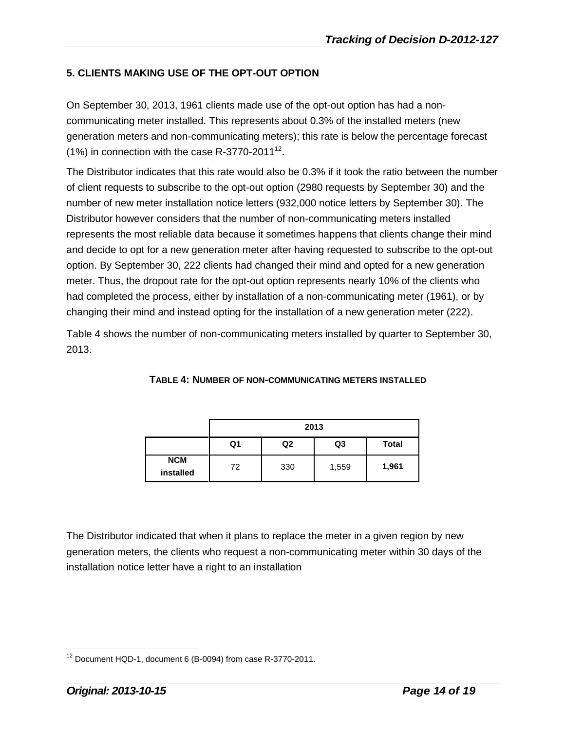## 5. CLIENTS MAKING USE OF THE OPT-OUT OPTION

On September 30, 2013, 1961 clients made use of the opt-out option has had a non-communicating meter installed. This represents about 0.3% of the installed meters (new generation meters and non-communicating meters); this rate is below the percentage forecast (1%) in connection with the case R-3770-2011[12].

The Distributor indicates that this rate would also be 0.3% if it took the ratio between the number of client requests to subscribe to the opt-out option (2980 requests by September 30) and the number of new meter installation notice letters (932,000 notice letters by September 30). The Distributor however considers that the number of non-communicating meters installed represents the most reliable data because it sometimes happens that clients change their mind and decide to opt for a new generation meter after having requested to subscribe to the opt-out option. By September 30, 222 clients had changed their mind and opted for a new generation meter. Thus, the dropout rate for the opt-out option represents nearly 10% of the clients who had completed the process, either by installation of a non-communicating meter (1961), or by changing their mind and instead opting for the installation of a new generation meter (222).

Table 4 shows the number of non-communicating meters installed by quarter to September 30, 2013.

**TABLE 4: NUMBER OF NON-COMMUNICATING METERS INSTALLED**

| | 2013 | | | |
|---|---|---|---|---|
| | Q1 | Q2 | Q3 | Total |
| **NCM installed** | 72 | 330 | 1,559 | **1,961** |

The Distributor indicated that when it plans to replace the meter in a given region by new generation meters, the clients who request a non-communicating meter within 30 days of the installation notice letter have a right to an installation

[12] Document HQD-1, document 6 (B-0094) from case R-3770-2011.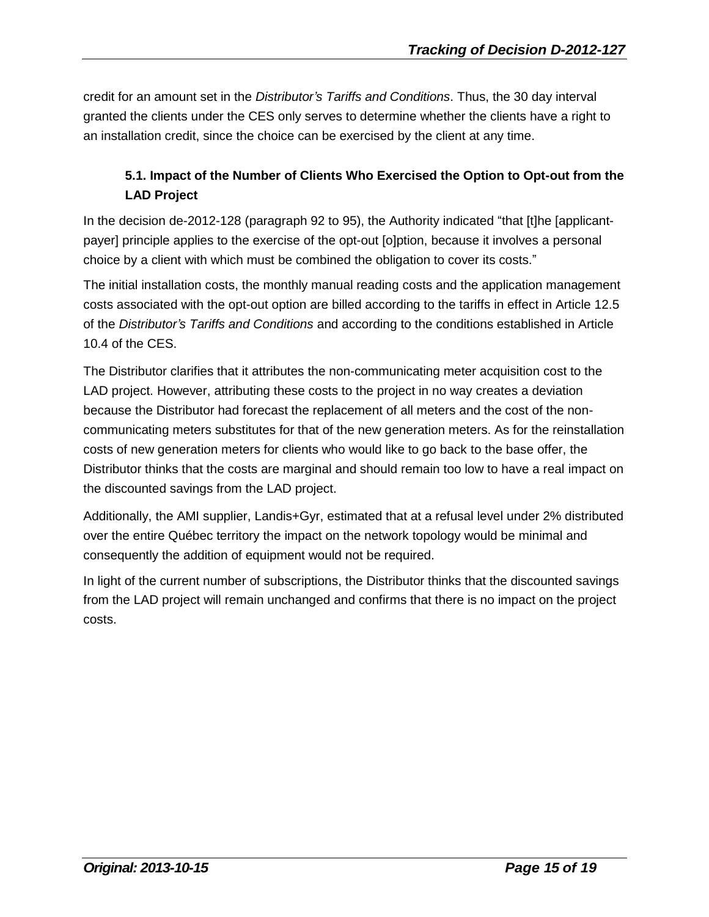credit for an amount set in the *Distributor's Tariffs and Conditions*. Thus, the 30 day interval granted the clients under the CES only serves to determine whether the clients have a right to an installation credit, since the choice can be exercised by the client at any time.

### 5.1. Impact of the Number of Clients Who Exercised the Option to Opt-out from the LAD Project

In the decision de-2012-128 (paragraph 92 to 95), the Authority indicated "that [t]he [applicant-payer] principle applies to the exercise of the opt-out [o]ption, because it involves a personal choice by a client with which must be combined the obligation to cover its costs."

The initial installation costs, the monthly manual reading costs and the application management costs associated with the opt-out option are billed according to the tariffs in effect in Article 12.5 of the *Distributor's Tariffs and Conditions* and according to the conditions established in Article 10.4 of the CES.

The Distributor clarifies that it attributes the non-communicating meter acquisition cost to the LAD project. However, attributing these costs to the project in no way creates a deviation because the Distributor had forecast the replacement of all meters and the cost of the non-communicating meters substitutes for that of the new generation meters. As for the reinstallation costs of new generation meters for clients who would like to go back to the base offer, the Distributor thinks that the costs are marginal and should remain too low to have a real impact on the discounted savings from the LAD project.

Additionally, the AMI supplier, Landis+Gyr, estimated that at a refusal level under 2% distributed over the entire Québec territory the impact on the network topology would be minimal and consequently the addition of equipment would not be required.

In light of the current number of subscriptions, the Distributor thinks that the discounted savings from the LAD project will remain unchanged and confirms that there is no impact on the project costs.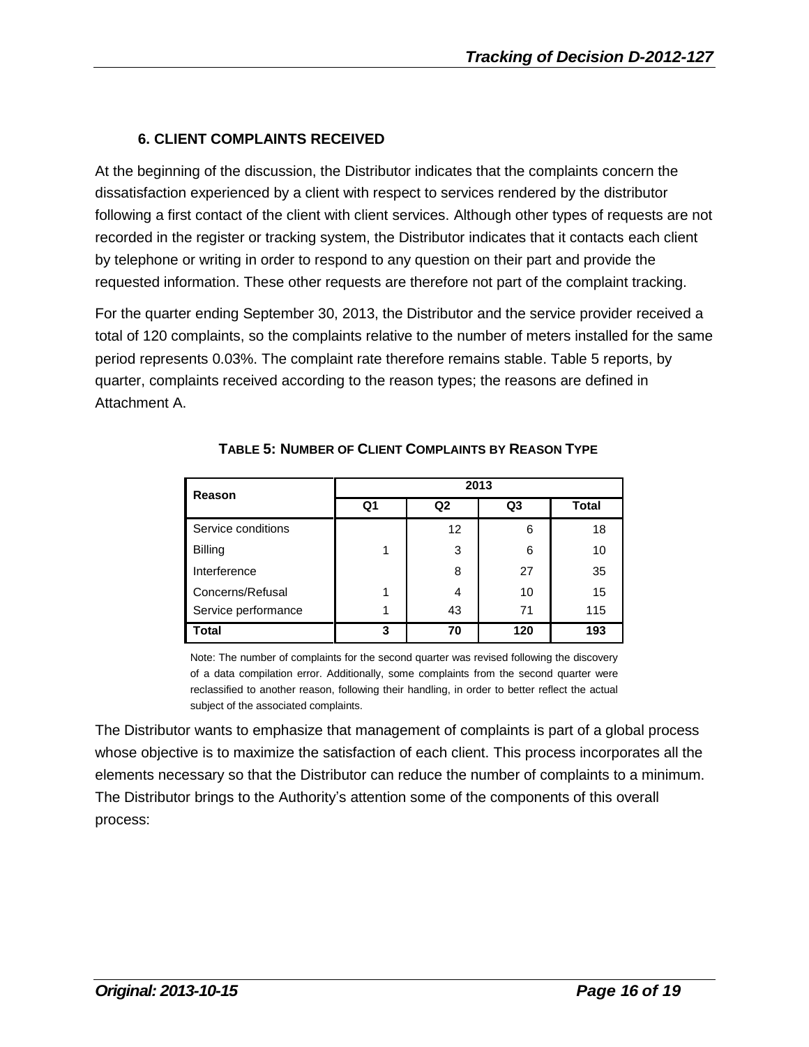## 6. CLIENT COMPLAINTS RECEIVED

At the beginning of the discussion, the Distributor indicates that the complaints concern the dissatisfaction experienced by a client with respect to services rendered by the distributor following a first contact of the client with client services. Although other types of requests are not recorded in the register or tracking system, the Distributor indicates that it contacts each client by telephone or writing in order to respond to any question on their part and provide the requested information. These other requests are therefore not part of the complaint tracking.

For the quarter ending September 30, 2013, the Distributor and the service provider received a total of 120 complaints, so the complaints relative to the number of meters installed for the same period represents 0.03%. The complaint rate therefore remains stable. Table 5 reports, by quarter, complaints received according to the reason types; the reasons are defined in Attachment A.

**TABLE 5: NUMBER OF CLIENT COMPLAINTS BY REASON TYPE**

| Reason | 2013 | | | |
|---|---|---|---|---|
| | Q1 | Q2 | Q3 | Total |
| Service conditions | | 12 | 6 | 18 |
| Billing | 1 | 3 | 6 | 10 |
| Interference | | 8 | 27 | 35 |
| Concerns/Refusal | 1 | 4 | 10 | 15 |
| Service performance | 1 | 43 | 71 | 115 |
| **Total** | **3** | **70** | **120** | **193** |

Note: The number of complaints for the second quarter was revised following the discovery of a data compilation error. Additionally, some complaints from the second quarter were reclassified to another reason, following their handling, in order to better reflect the actual subject of the associated complaints.

The Distributor wants to emphasize that management of complaints is part of a global process whose objective is to maximize the satisfaction of each client. This process incorporates all the elements necessary so that the Distributor can reduce the number of complaints to a minimum. The Distributor brings to the Authority's attention some of the components of this overall process: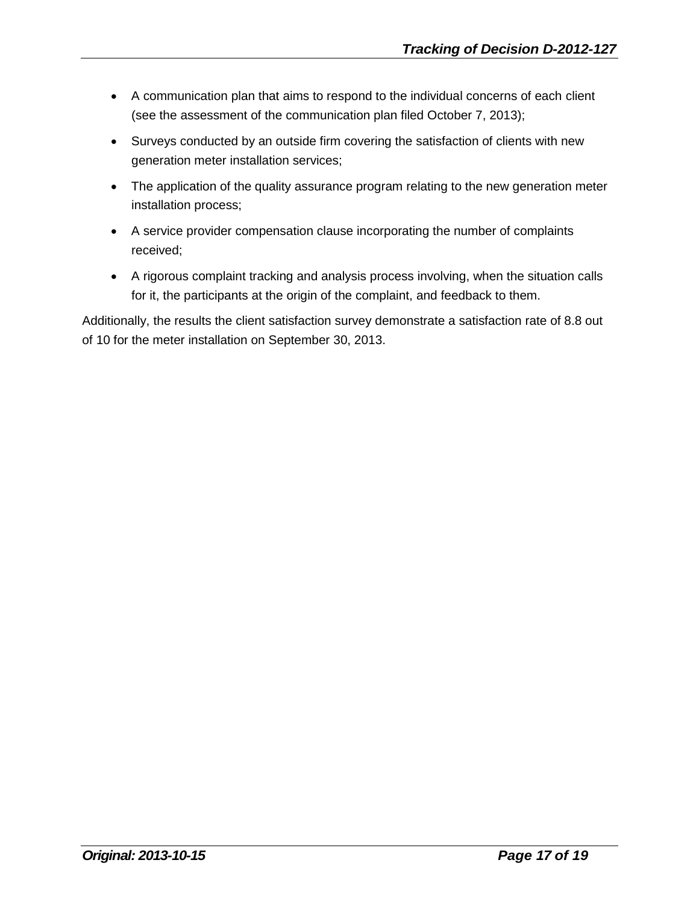- A communication plan that aims to respond to the individual concerns of each client (see the assessment of the communication plan filed October 7, 2013);
- Surveys conducted by an outside firm covering the satisfaction of clients with new generation meter installation services;
- The application of the quality assurance program relating to the new generation meter installation process;
- A service provider compensation clause incorporating the number of complaints received;
- A rigorous complaint tracking and analysis process involving, when the situation calls for it, the participants at the origin of the complaint, and feedback to them.

Additionally, the results the client satisfaction survey demonstrate a satisfaction rate of 8.8 out of 10 for the meter installation on September 30, 2013.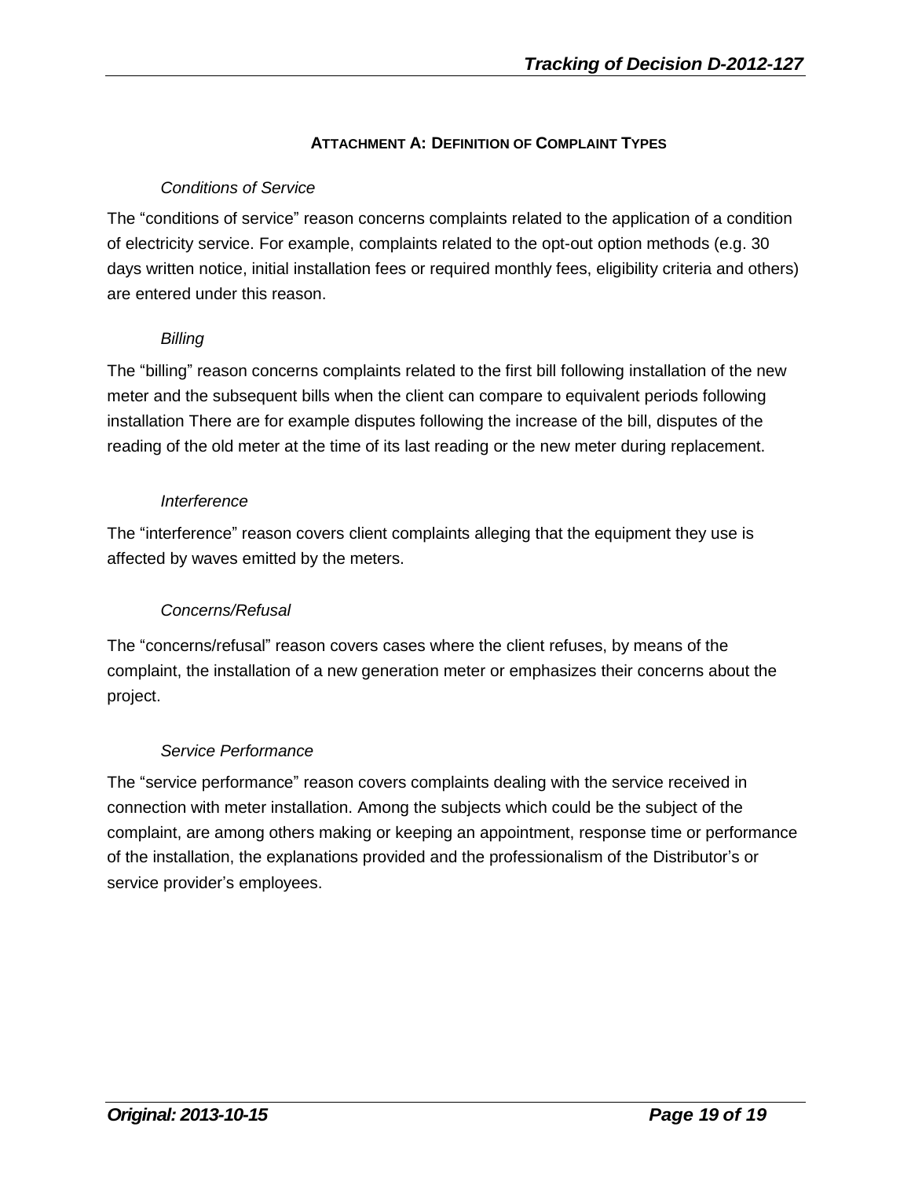## Attachment A: Definition of Complaint Types

*Conditions of Service*

The "conditions of service" reason concerns complaints related to the application of a condition of electricity service. For example, complaints related to the opt-out option methods (e.g. 30 days written notice, initial installation fees or required monthly fees, eligibility criteria and others) are entered under this reason.

*Billing*

The "billing" reason concerns complaints related to the first bill following installation of the new meter and the subsequent bills when the client can compare to equivalent periods following installation There are for example disputes following the increase of the bill, disputes of the reading of the old meter at the time of its last reading or the new meter during replacement.

*Interference*

The "interference" reason covers client complaints alleging that the equipment they use is affected by waves emitted by the meters.

*Concerns/Refusal*

The "concerns/refusal" reason covers cases where the client refuses, by means of the complaint, the installation of a new generation meter or emphasizes their concerns about the project.

*Service Performance*

The "service performance" reason covers complaints dealing with the service received in connection with meter installation. Among the subjects which could be the subject of the complaint, are among others making or keeping an appointment, response time or performance of the installation, the explanations provided and the professionalism of the Distributor's or service provider's employees.